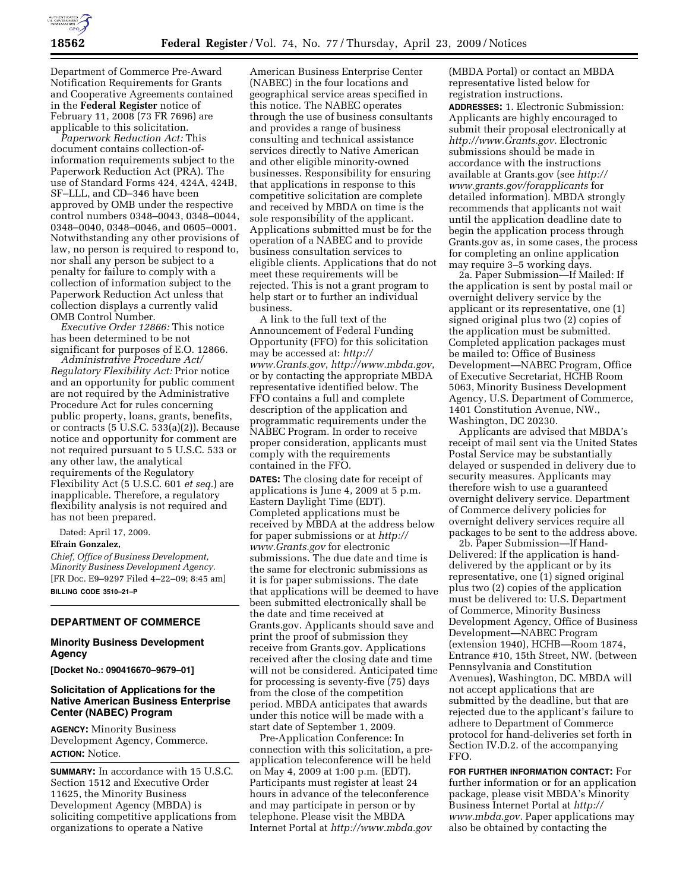Department of Commerce Pre-Award Notification Requirements for Grants and Cooperative Agreements contained in the **Federal Register** notice of February 11, 2008 (73 FR 7696) are applicable to this solicitation.

*Paperwork Reduction Act:* This document contains collection-of-information requirements subject to the Paperwork Reduction Act (PRA). The use of Standard Forms 424, 424A, 424B, SF–LLL, and CD–346 have been approved by OMB under the respective control numbers 0348–0043, 0348–0044, 0348–0040, 0348–0046, and 0605–0001. Notwithstanding any other provisions of law, no person is required to respond to, nor shall any person be subject to a penalty for failure to comply with a collection of information subject to the Paperwork Reduction Act unless that collection displays a currently valid OMB Control Number.

*Executive Order 12866:* This notice has been determined to be not significant for purposes of E.O. 12866.

*Administrative Procedure Act/Regulatory Flexibility Act:* Prior notice and an opportunity for public comment are not required by the Administrative Procedure Act for rules concerning public property, loans, grants, benefits, or contracts (5 U.S.C. 533(a)(2)). Because notice and opportunity for comment are not required pursuant to 5 U.S.C. 533 or any other law, the analytical requirements of the Regulatory Flexibility Act (5 U.S.C. 601 *et seq.*) are inapplicable. Therefore, a regulatory flexibility analysis is not required and has not been prepared.

Dated: April 17, 2009.

**Efrain Gonzalez,**

*Chief, Office of Business Development, Minority Business Development Agency.*

[FR Doc. E9–9297 Filed 4–22–09; 8:45 am]

**BILLING CODE 3510–21–P**

## DEPARTMENT OF COMMERCE

### Minority Business Development Agency

**[Docket No.: 090416670–9679–01]**

### Solicitation of Applications for the Native American Business Enterprise Center (NABEC) Program

**AGENCY:** Minority Business Development Agency, Commerce.

**ACTION:** Notice.

**SUMMARY:** In accordance with 15 U.S.C. Section 1512 and Executive Order 11625, the Minority Business Development Agency (MBDA) is soliciting competitive applications from organizations to operate a Native American Business Enterprise Center (NABEC) in the four locations and geographical service areas specified in this notice. The NABEC operates through the use of business consultants and provides a range of business consulting and technical assistance services directly to Native American and other eligible minority-owned businesses. Responsibility for ensuring that applications in response to this competitive solicitation are complete and received by MBDA on time is the sole responsibility of the applicant. Applications submitted must be for the operation of a NABEC and to provide business consultation services to eligible clients. Applications that do not meet these requirements will be rejected. This is not a grant program to help start or to further an individual business.

A link to the full text of the Announcement of Federal Funding Opportunity (FFO) for this solicitation may be accessed at: *http://www.Grants.gov*, *http://www.mbda.gov*, or by contacting the appropriate MBDA representative identified below. The FFO contains a full and complete description of the application and programmatic requirements under the NABEC Program. In order to receive proper consideration, applicants must comply with the requirements contained in the FFO.

**DATES:** The closing date for receipt of applications is June 4, 2009 at 5 p.m. Eastern Daylight Time (EDT). Completed applications must be received by MBDA at the address below for paper submissions or at *http://www.Grants.gov* for electronic submissions. The due date and time is the same for electronic submissions as it is for paper submissions. The date that applications will be deemed to have been submitted electronically shall be the date and time received at Grants.gov. Applicants should save and print the proof of submission they receive from Grants.gov. Applications received after the closing date and time will not be considered. Anticipated time for processing is seventy-five (75) days from the close of the competition period. MBDA anticipates that awards under this notice will be made with a start date of September 1, 2009.

Pre-Application Conference: In connection with this solicitation, a pre-application teleconference will be held on May 4, 2009 at 1:00 p.m. (EDT). Participants must register at least 24 hours in advance of the teleconference and may participate in person or by telephone. Please visit the MBDA Internet Portal at *http://www.mbda.gov* (MBDA Portal) or contact an MBDA representative listed below for registration instructions.

**ADDRESSES:** 1. Electronic Submission: Applicants are highly encouraged to submit their proposal electronically at *http://www.Grants.gov.* Electronic submissions should be made in accordance with the instructions available at Grants.gov (see *http://www.grants.gov/forapplicants* for detailed information). MBDA strongly recommends that applicants not wait until the application deadline date to begin the application process through Grants.gov as, in some cases, the process for completing an online application may require 3–5 working days.

2a. Paper Submission—If Mailed: If the application is sent by postal mail or overnight delivery service by the applicant or its representative, one (1) signed original plus two (2) copies of the application must be submitted. Completed application packages must be mailed to: Office of Business Development—NABEC Program, Office of Executive Secretariat, HCHB Room 5063, Minority Business Development Agency, U.S. Department of Commerce, 1401 Constitution Avenue, NW., Washington, DC 20230.

Applicants are advised that MBDA's receipt of mail sent via the United States Postal Service may be substantially delayed or suspended in delivery due to security measures. Applicants may therefore wish to use a guaranteed overnight delivery service. Department of Commerce delivery policies for overnight delivery services require all packages to be sent to the address above.

2b. Paper Submission—If Hand-Delivered: If the application is hand-delivered by the applicant or by its representative, one (1) signed original plus two (2) copies of the application must be delivered to: U.S. Department of Commerce, Minority Business Development Agency, Office of Business Development—NABEC Program (extension 1940), HCHB—Room 1874, Entrance #10, 15th Street, NW. (between Pennsylvania and Constitution Avenues), Washington, DC. MBDA will not accept applications that are submitted by the deadline, but that are rejected due to the applicant's failure to adhere to Department of Commerce protocol for hand-deliveries set forth in Section IV.D.2. of the accompanying FFO.

**FOR FURTHER INFORMATION CONTACT:** For further information or for an application package, please visit MBDA's Minority Business Internet Portal at *http://www.mbda.gov.* Paper applications may also be obtained by contacting the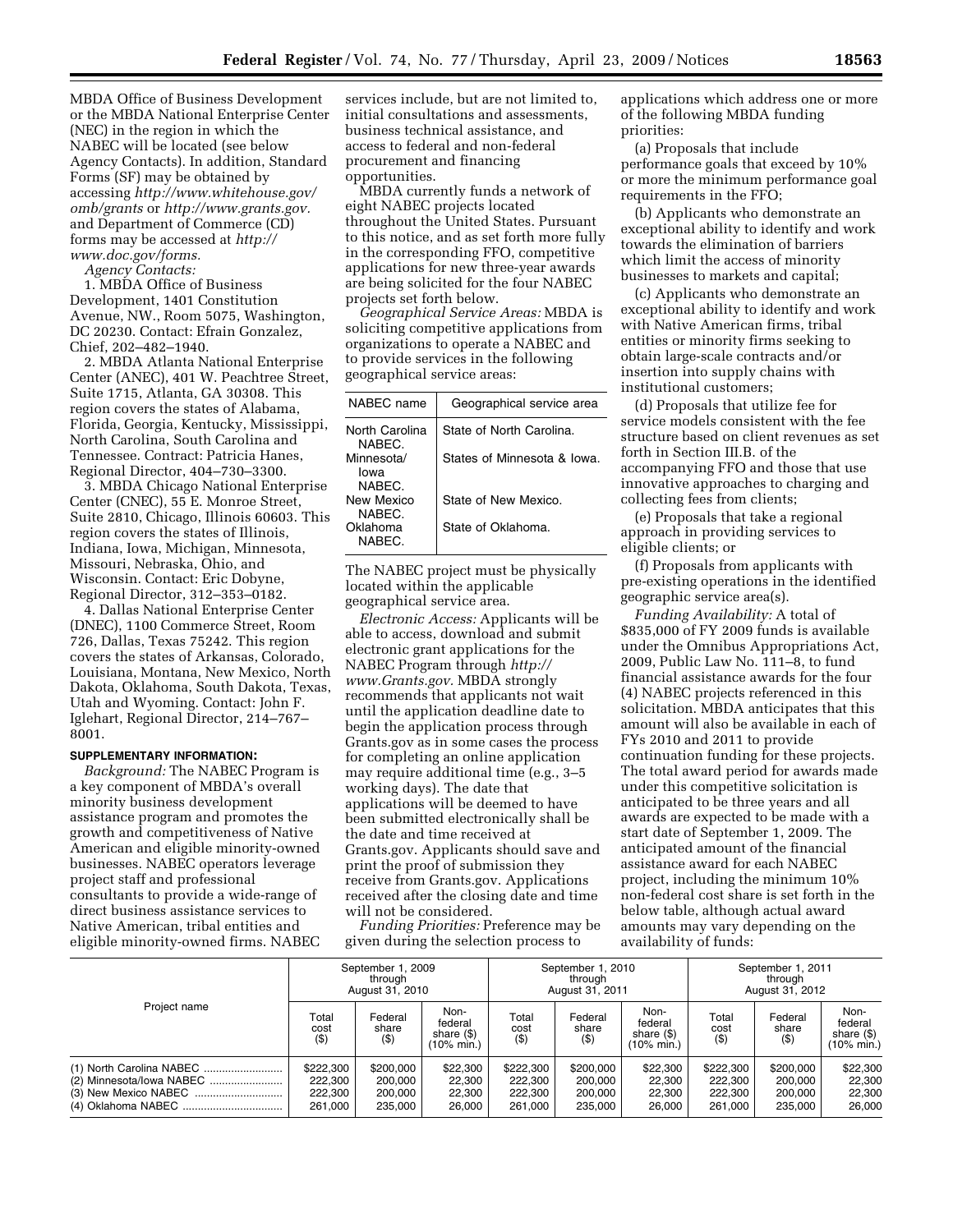MBDA Office of Business Development or the MBDA National Enterprise Center (NEC) in the region in which the NABEC will be located (see below Agency Contacts). In addition, Standard Forms (SF) may be obtained by accessing *http://www.whitehouse.gov/omb/grants* or *http://www.grants.gov.* and Department of Commerce (CD) forms may be accessed at *http://www.doc.gov/forms.*

*Agency Contacts:*

1. MBDA Office of Business Development, 1401 Constitution Avenue, NW., Room 5075, Washington, DC 20230. Contact: Efrain Gonzalez, Chief, 202–482–1940.

2. MBDA Atlanta National Enterprise Center (ANEC), 401 W. Peachtree Street, Suite 1715, Atlanta, GA 30308. This region covers the states of Alabama, Florida, Georgia, Kentucky, Mississippi, North Carolina, South Carolina and Tennessee. Contract: Patricia Hanes, Regional Director, 404–730–3300.

3. MBDA Chicago National Enterprise Center (CNEC), 55 E. Monroe Street, Suite 2810, Chicago, Illinois 60603. This region covers the states of Illinois, Indiana, Iowa, Michigan, Minnesota, Missouri, Nebraska, Ohio, and Wisconsin. Contact: Eric Dobyne, Regional Director, 312–353–0182.

4. Dallas National Enterprise Center (DNEC), 1100 Commerce Street, Room 726, Dallas, Texas 75242. This region covers the states of Arkansas, Colorado, Louisiana, Montana, New Mexico, North Dakota, Oklahoma, South Dakota, Texas, Utah and Wyoming. Contact: John F. Iglehart, Regional Director, 214–767–8001.

**SUPPLEMENTARY INFORMATION:**

*Background:* The NABEC Program is a key component of MBDA's overall minority business development assistance program and promotes the growth and competitiveness of Native American and eligible minority-owned businesses. NABEC operators leverage project staff and professional consultants to provide a wide-range of direct business assistance services to Native American, tribal entities and eligible minority-owned firms. NABEC services include, but are not limited to, initial consultations and assessments, business technical assistance, and access to federal and non-federal procurement and financing opportunities.

MBDA currently funds a network of eight NABEC projects located throughout the United States. Pursuant to this notice, and as set forth more fully in the corresponding FFO, competitive applications for new three-year awards are being solicited for the four NABEC projects set forth below.

*Geographical Service Areas:* MBDA is soliciting competitive applications from organizations to operate a NABEC and to provide services in the following geographical service areas:

| NABEC name | Geographical service area |
| --- | --- |
| North Carolina NABEC. | State of North Carolina. |
| Minnesota/Iowa NABEC. | States of Minnesota & Iowa. |
| New Mexico NABEC. | State of New Mexico. |
| Oklahoma NABEC. | State of Oklahoma. |

The NABEC project must be physically located within the applicable geographical service area.

*Electronic Access:* Applicants will be able to access, download and submit electronic grant applications for the NABEC Program through *http://www.Grants.gov.* MBDA strongly recommends that applicants not wait until the application deadline date to begin the application process through Grants.gov as in some cases the process for completing an online application may require additional time (e.g., 3–5 working days). The date that applications will be deemed to have been submitted electronically shall be the date and time received at Grants.gov. Applicants should save and print the proof of submission they receive from Grants.gov. Applications received after the closing date and time will not be considered.

*Funding Priorities:* Preference may be given during the selection process to applications which address one or more of the following MBDA funding priorities:

(a) Proposals that include performance goals that exceed by 10% or more the minimum performance goal requirements in the FFO;

(b) Applicants who demonstrate an exceptional ability to identify and work towards the elimination of barriers which limit the access of minority businesses to markets and capital;

(c) Applicants who demonstrate an exceptional ability to identify and work with Native American firms, tribal entities or minority firms seeking to obtain large-scale contracts and/or insertion into supply chains with institutional customers;

(d) Proposals that utilize fee for service models consistent with the fee structure based on client revenues as set forth in Section III.B. of the accompanying FFO and those that use innovative approaches to charging and collecting fees from clients;

(e) Proposals that take a regional approach in providing services to eligible clients; or

(f) Proposals from applicants with pre-existing operations in the identified geographic service area(s).

*Funding Availability:* A total of $835,000 of FY 2009 funds is available under the Omnibus Appropriations Act, 2009, Public Law No. 111–8, to fund financial assistance awards for the four (4) NABEC projects referenced in this solicitation. MBDA anticipates that this amount will also be available in each of FYs 2010 and 2011 to provide continuation funding for these projects. The total award period for awards made under this competitive solicitation is anticipated to be three years and all awards are expected to be made with a start date of September 1, 2009. The anticipated amount of the financial assistance award for each NABEC project, including the minimum 10% non-federal cost share is set forth in the below table, although actual award amounts may vary depending on the availability of funds:

| Project name | September 1, 2009 through August 31, 2010 | | | September 1, 2010 through August 31, 2011 | | | September 1, 2011 through August 31, 2012 | | |
| --- | --- | --- | --- | --- | --- | --- | --- | --- | --- |
| | Total cost ($) | Federal share ($) | Non-federal share ($) (10% min.) | Total cost ($) | Federal share ($) | Non-federal share ($) (10% min.) | Total cost ($) | Federal share ($) | Non-federal share ($) (10% min.) |
| (1) North Carolina NABEC | $222,300 | $200,000 | $22,300 | $222,300 | $200,000 | $22,300 | $222,300 | $200,000 | $22,300 |
| (2) Minnesota/Iowa NABEC | 222,300 | 200,000 | 22,300 | 222,300 | 200,000 | 22,300 | 222,300 | 200,000 | 22,300 |
| (3) New Mexico NABEC | 222,300 | 200,000 | 22,300 | 222,300 | 200,000 | 22,300 | 222,300 | 200,000 | 22,300 |
| (4) Oklahoma NABEC | 261,000 | 235,000 | 26,000 | 261,000 | 235,000 | 26,000 | 261,000 | 235,000 | 26,000 |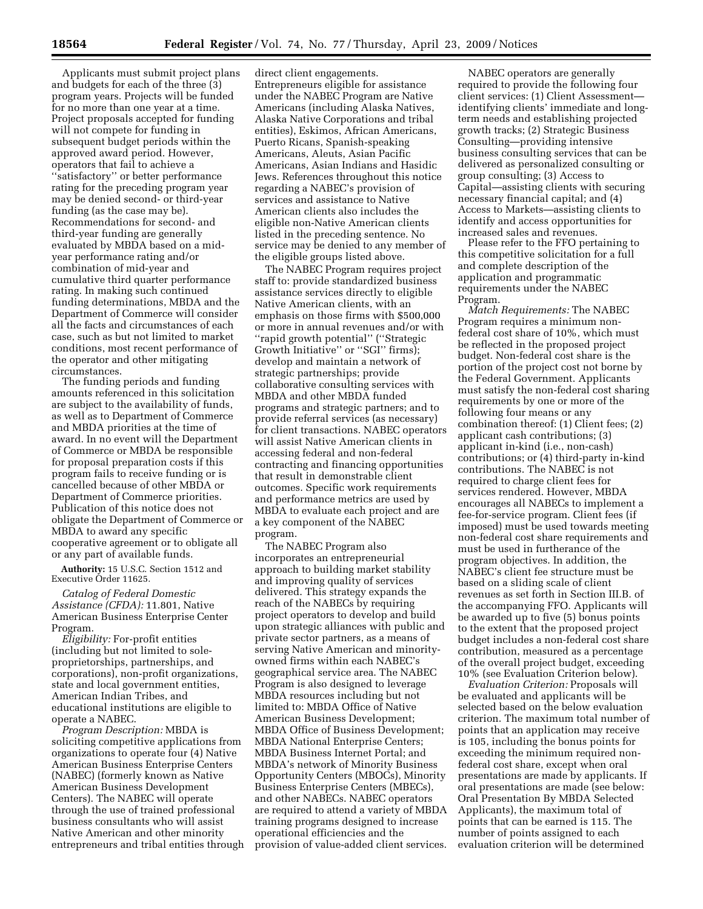Applicants must submit project plans and budgets for each of the three (3) program years. Projects will be funded for no more than one year at a time. Project proposals accepted for funding will not compete for funding in subsequent budget periods within the approved award period. However, operators that fail to achieve a ''satisfactory'' or better performance rating for the preceding program year may be denied second- or third-year funding (as the case may be). Recommendations for second- and third-year funding are generally evaluated by MBDA based on a mid-year performance rating and/or combination of mid-year and cumulative third quarter performance rating. In making such continued funding determinations, MBDA and the Department of Commerce will consider all the facts and circumstances of each case, such as but not limited to market conditions, most recent performance of the operator and other mitigating circumstances.

The funding periods and funding amounts referenced in this solicitation are subject to the availability of funds, as well as to Department of Commerce and MBDA priorities at the time of award. In no event will the Department of Commerce or MBDA be responsible for proposal preparation costs if this program fails to receive funding or is cancelled because of other MBDA or Department of Commerce priorities. Publication of this notice does not obligate the Department of Commerce or MBDA to award any specific cooperative agreement or to obligate all or any part of available funds.

**Authority:** 15 U.S.C. Section 1512 and Executive Order 11625.

*Catalog of Federal Domestic Assistance (CFDA):* 11.801, Native American Business Enterprise Center Program.

*Eligibility:* For-profit entities (including but not limited to sole-proprietorships, partnerships, and corporations), non-profit organizations, state and local government entities, American Indian Tribes, and educational institutions are eligible to operate a NABEC.

*Program Description:* MBDA is soliciting competitive applications from organizations to operate four (4) Native American Business Enterprise Centers (NABEC) (formerly known as Native American Business Development Centers). The NABEC will operate through the use of trained professional business consultants who will assist Native American and other minority entrepreneurs and tribal entities through direct client engagements. Entrepreneurs eligible for assistance under the NABEC Program are Native Americans (including Alaska Natives, Alaska Native Corporations and tribal entities), Eskimos, African Americans, Puerto Ricans, Spanish-speaking Americans, Aleuts, Asian Pacific Americans, Asian Indians and Hasidic Jews. References throughout this notice regarding a NABEC's provision of services and assistance to Native American clients also includes the eligible non-Native American clients listed in the preceding sentence. No service may be denied to any member of the eligible groups listed above.

The NABEC Program requires project staff to: provide standardized business assistance services directly to eligible Native American clients, with an emphasis on those firms with $500,000 or more in annual revenues and/or with ''rapid growth potential'' (''Strategic Growth Initiative'' or ''SGI'' firms); develop and maintain a network of strategic partnerships; provide collaborative consulting services with MBDA and other MBDA funded programs and strategic partners; and to provide referral services (as necessary) for client transactions. NABEC operators will assist Native American clients in accessing federal and non-federal contracting and financing opportunities that result in demonstrable client outcomes. Specific work requirements and performance metrics are used by MBDA to evaluate each project and are a key component of the NABEC program.

The NABEC Program also incorporates an entrepreneurial approach to building market stability and improving quality of services delivered. This strategy expands the reach of the NABECs by requiring project operators to develop and build upon strategic alliances with public and private sector partners, as a means of serving Native American and minority-owned firms within each NABEC's geographical service area. The NABEC Program is also designed to leverage MBDA resources including but not limited to: MBDA Office of Native American Business Development; MBDA Office of Business Development; MBDA National Enterprise Centers; MBDA Business Internet Portal; and MBDA's network of Minority Business Opportunity Centers (MBOCs), Minority Business Enterprise Centers (MBECs), and other NABECs. NABEC operators are required to attend a variety of MBDA training programs designed to increase operational efficiencies and the provision of value-added client services.

NABEC operators are generally required to provide the following four client services: (1) Client Assessment—identifying clients' immediate and long-term needs and establishing projected growth tracks; (2) Strategic Business Consulting—providing intensive business consulting services that can be delivered as personalized consulting or group consulting; (3) Access to Capital—assisting clients with securing necessary financial capital; and (4) Access to Markets—assisting clients to identify and access opportunities for increased sales and revenues.

Please refer to the FFO pertaining to this competitive solicitation for a full and complete description of the application and programmatic requirements under the NABEC Program.

*Match Requirements:* The NABEC Program requires a minimum non-federal cost share of 10%, which must be reflected in the proposed project budget. Non-federal cost share is the portion of the project cost not borne by the Federal Government. Applicants must satisfy the non-federal cost sharing requirements by one or more of the following four means or any combination thereof: (1) Client fees; (2) applicant cash contributions; (3) applicant in-kind (i.e., non-cash) contributions; or (4) third-party in-kind contributions. The NABEC is not required to charge client fees for services rendered. However, MBDA encourages all NABECs to implement a fee-for-service program. Client fees (if imposed) must be used towards meeting non-federal cost share requirements and must be used in furtherance of the program objectives. In addition, the NABEC's client fee structure must be based on a sliding scale of client revenues as set forth in Section III.B. of the accompanying FFO. Applicants will be awarded up to five (5) bonus points to the extent that the proposed project budget includes a non-federal cost share contribution, measured as a percentage of the overall project budget, exceeding 10% (see Evaluation Criterion below).

*Evaluation Criterion:* Proposals will be evaluated and applicants will be selected based on the below evaluation criterion. The maximum total number of points that an application may receive is 105, including the bonus points for exceeding the minimum required non-federal cost share, except when oral presentations are made by applicants. If oral presentations are made (see below: Oral Presentation By MBDA Selected Applicants), the maximum total of points that can be earned is 115. The number of points assigned to each evaluation criterion will be determined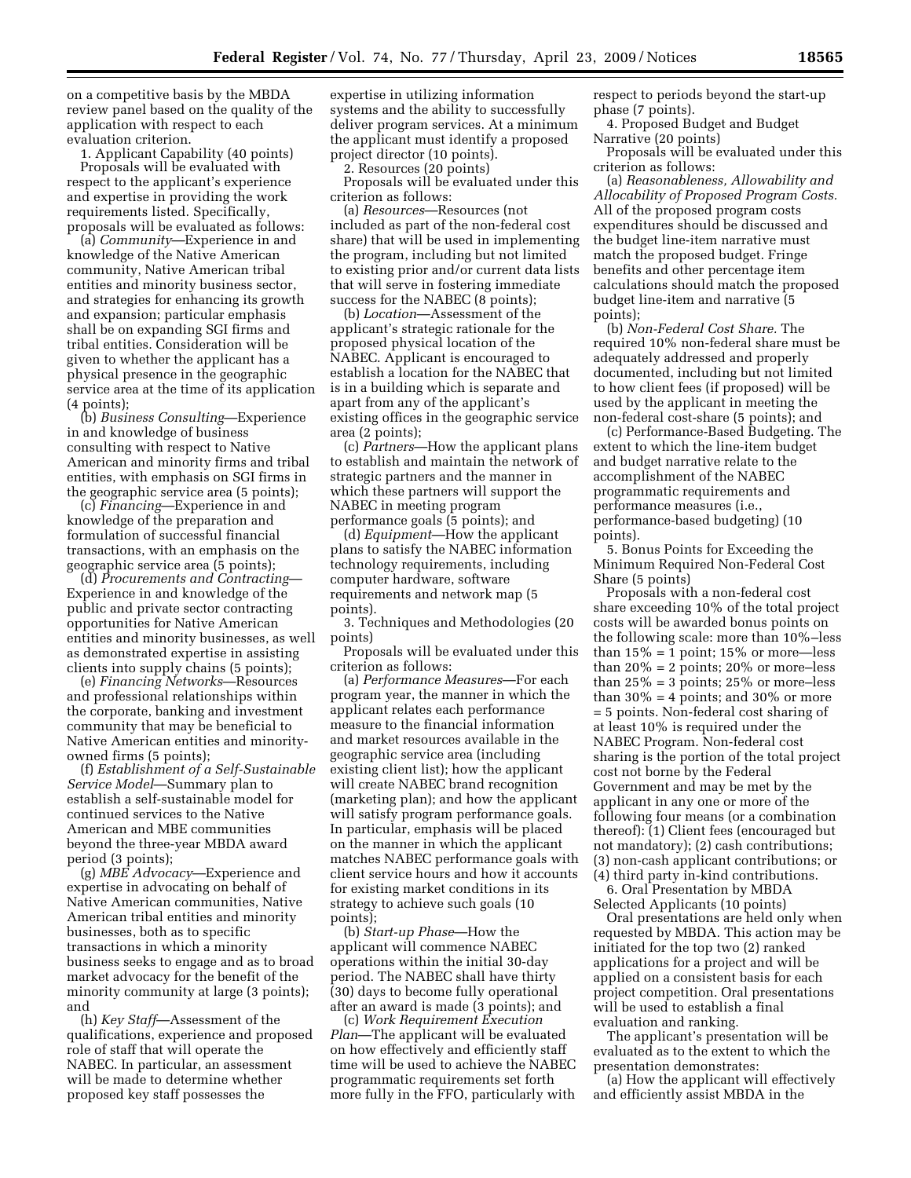on a competitive basis by the MBDA review panel based on the quality of the application with respect to each evaluation criterion.

1. Applicant Capability (40 points)

Proposals will be evaluated with respect to the applicant's experience and expertise in providing the work requirements listed. Specifically, proposals will be evaluated as follows:

(a) *Community*—Experience in and knowledge of the Native American community, Native American tribal entities and minority business sector, and strategies for enhancing its growth and expansion; particular emphasis shall be on expanding SGI firms and tribal entities. Consideration will be given to whether the applicant has a physical presence in the geographic service area at the time of its application (4 points);

(b) *Business Consulting*—Experience in and knowledge of business consulting with respect to Native American and minority firms and tribal entities, with emphasis on SGI firms in the geographic service area (5 points);

(c) *Financing*—Experience in and knowledge of the preparation and formulation of successful financial transactions, with an emphasis on the geographic service area (5 points);

(d) *Procurements and Contracting*—Experience in and knowledge of the public and private sector contracting opportunities for Native American entities and minority businesses, as well as demonstrated expertise in assisting clients into supply chains (5 points);

(e) *Financing Networks*—Resources and professional relationships within the corporate, banking and investment community that may be beneficial to Native American entities and minority-owned firms (5 points);

(f) *Establishment of a Self-Sustainable Service Model*—Summary plan to establish a self-sustainable model for continued services to the Native American and MBE communities beyond the three-year MBDA award period (3 points);

(g) *MBE Advocacy*—Experience and expertise in advocating on behalf of Native American communities, Native American tribal entities and minority businesses, both as to specific transactions in which a minority business seeks to engage and as to broad market advocacy for the benefit of the minority community at large (3 points); and

(h) *Key Staff*—Assessment of the qualifications, experience and proposed role of staff that will operate the NABEC. In particular, an assessment will be made to determine whether proposed key staff possesses the expertise in utilizing information systems and the ability to successfully deliver program services. At a minimum the applicant must identify a proposed project director (10 points).

2. Resources (20 points)

Proposals will be evaluated under this criterion as follows:

(a) *Resources*—Resources (not included as part of the non-federal cost share) that will be used in implementing the program, including but not limited to existing prior and/or current data lists that will serve in fostering immediate success for the NABEC (8 points);

(b) *Location*—Assessment of the applicant's strategic rationale for the proposed physical location of the NABEC. Applicant is encouraged to establish a location for the NABEC that is in a building which is separate and apart from any of the applicant's existing offices in the geographic service area (2 points);

(c) *Partners*—How the applicant plans to establish and maintain the network of strategic partners and the manner in which these partners will support the NABEC in meeting program performance goals (5 points); and

(d) *Equipment*—How the applicant plans to satisfy the NABEC information technology requirements, including computer hardware, software requirements and network map (5 points).

3. Techniques and Methodologies (20 points)

Proposals will be evaluated under this criterion as follows:

(a) *Performance Measures*—For each program year, the manner in which the applicant relates each performance measure to the financial information and market resources available in the geographic service area (including existing client list); how the applicant will create NABEC brand recognition (marketing plan); and how the applicant will satisfy program performance goals. In particular, emphasis will be placed on the manner in which the applicant matches NABEC performance goals with client service hours and how it accounts for existing market conditions in its strategy to achieve such goals (10 points);

(b) *Start-up Phase*—How the applicant will commence NABEC operations within the initial 30-day period. The NABEC shall have thirty (30) days to become fully operational after an award is made (3 points); and

(c) *Work Requirement Execution Plan*—The applicant will be evaluated on how effectively and efficiently staff time will be used to achieve the NABEC programmatic requirements set forth more fully in the FFO, particularly with respect to periods beyond the start-up phase (7 points).

4. Proposed Budget and Budget Narrative (20 points)

Proposals will be evaluated under this criterion as follows:

(a) *Reasonableness, Allowability and Allocability of Proposed Program Costs.* All of the proposed program costs expenditures should be discussed and the budget line-item narrative must match the proposed budget. Fringe benefits and other percentage item calculations should match the proposed budget line-item and narrative (5 points);

(b) *Non-Federal Cost Share.* The required 10% non-federal share must be adequately addressed and properly documented, including but not limited to how client fees (if proposed) will be used by the applicant in meeting the non-federal cost-share (5 points); and

(c) Performance-Based Budgeting. The extent to which the line-item budget and budget narrative relate to the accomplishment of the NABEC programmatic requirements and performance measures (i.e., performance-based budgeting) (10 points).

5. Bonus Points for Exceeding the Minimum Required Non-Federal Cost Share (5 points)

Proposals with a non-federal cost share exceeding 10% of the total project costs will be awarded bonus points on the following scale: more than 10%–less than 15% = 1 point; 15% or more—less than 20% = 2 points; 20% or more–less than 25% = 3 points; 25% or more–less than 30% = 4 points; and 30% or more = 5 points. Non-federal cost sharing of at least 10% is required under the NABEC Program. Non-federal cost sharing is the portion of the total project cost not borne by the Federal Government and may be met by the applicant in any one or more of the following four means (or a combination thereof): (1) Client fees (encouraged but not mandatory); (2) cash contributions; (3) non-cash applicant contributions; or (4) third party in-kind contributions.

6. Oral Presentation by MBDA Selected Applicants (10 points)

Oral presentations are held only when requested by MBDA. This action may be initiated for the top two (2) ranked applications for a project and will be applied on a consistent basis for each project competition. Oral presentations will be used to establish a final evaluation and ranking.

The applicant's presentation will be evaluated as to the extent to which the presentation demonstrates:

(a) How the applicant will effectively and efficiently assist MBDA in the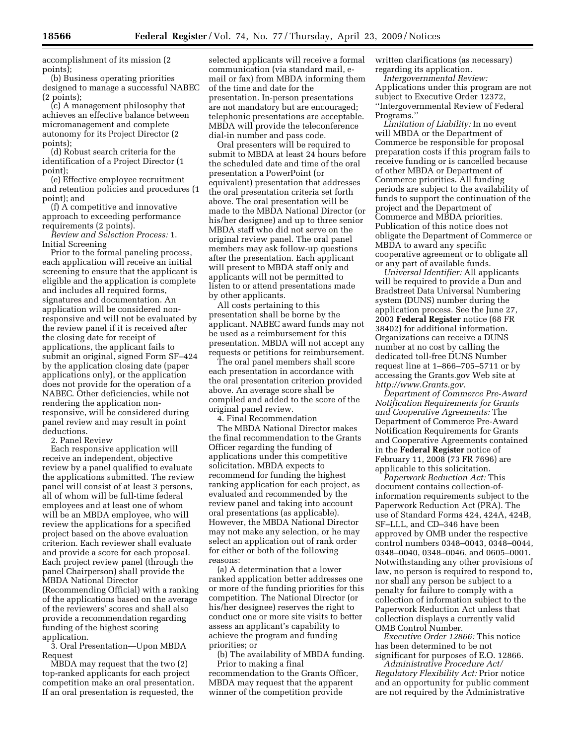accomplishment of its mission (2 points);

(b) Business operating priorities designed to manage a successful NABEC (2 points);

(c) A management philosophy that achieves an effective balance between micromanagement and complete autonomy for its Project Director (2 points);

(d) Robust search criteria for the identification of a Project Director (1 point);

(e) Effective employee recruitment and retention policies and procedures (1 point); and

(f) A competitive and innovative approach to exceeding performance requirements (2 points).

*Review and Selection Process:* 1. Initial Screening

Prior to the formal paneling process, each application will receive an initial screening to ensure that the applicant is eligible and the application is complete and includes all required forms, signatures and documentation. An application will be considered non-responsive and will not be evaluated by the review panel if it is received after the closing date for receipt of applications, the applicant fails to submit an original, signed Form SF–424 by the application closing date (paper applications only), or the application does not provide for the operation of a NABEC. Other deficiencies, while not rendering the application non-responsive, will be considered during panel review and may result in point deductions.

2. Panel Review

Each responsive application will receive an independent, objective review by a panel qualified to evaluate the applications submitted. The review panel will consist of at least 3 persons, all of whom will be full-time federal employees and at least one of whom will be an MBDA employee, who will review the applications for a specified project based on the above evaluation criterion. Each reviewer shall evaluate and provide a score for each proposal. Each project review panel (through the panel Chairperson) shall provide the MBDA National Director (Recommending Official) with a ranking of the applications based on the average of the reviewers' scores and shall also provide a recommendation regarding funding of the highest scoring application.

3. Oral Presentation—Upon MBDA Request

MBDA may request that the two (2) top-ranked applicants for each project competition make an oral presentation. If an oral presentation is requested, the selected applicants will receive a formal communication (via standard mail, e-mail or fax) from MBDA informing them of the time and date for the presentation. In-person presentations are not mandatory but are encouraged; telephonic presentations are acceptable. MBDA will provide the teleconference dial-in number and pass code.

Oral presenters will be required to submit to MBDA at least 24 hours before the scheduled date and time of the oral presentation a PowerPoint (or equivalent) presentation that addresses the oral presentation criteria set forth above. The oral presentation will be made to the MBDA National Director (or his/her designee) and up to three senior MBDA staff who did not serve on the original review panel. The oral panel members may ask follow-up questions after the presentation. Each applicant will present to MBDA staff only and applicants will not be permitted to listen to or attend presentations made by other applicants.

All costs pertaining to this presentation shall be borne by the applicant. NABEC award funds may not be used as a reimbursement for this presentation. MBDA will not accept any requests or petitions for reimbursement.

The oral panel members shall score each presentation in accordance with the oral presentation criterion provided above. An average score shall be compiled and added to the score of the original panel review.

4. Final Recommendation

The MBDA National Director makes the final recommendation to the Grants Officer regarding the funding of applications under this competitive solicitation. MBDA expects to recommend for funding the highest ranking application for each project, as evaluated and recommended by the review panel and taking into account oral presentations (as applicable). However, the MBDA National Director may not make any selection, or he may select an application out of rank order for either or both of the following reasons:

(a) A determination that a lower ranked application better addresses one or more of the funding priorities for this competition. The National Director (or his/her designee) reserves the right to conduct one or more site visits to better assess an applicant's capability to achieve the program and funding priorities; or

(b) The availability of MBDA funding.

Prior to making a final recommendation to the Grants Officer, MBDA may request that the apparent winner of the competition provide written clarifications (as necessary) regarding its application.

*Intergovernmental Review:* Applications under this program are not subject to Executive Order 12372, "Intergovernmental Review of Federal Programs."

*Limitation of Liability:* In no event will MBDA or the Department of Commerce be responsible for proposal preparation costs if this program fails to receive funding or is cancelled because of other MBDA or Department of Commerce priorities. All funding periods are subject to the availability of funds to support the continuation of the project and the Department of Commerce and MBDA priorities. Publication of this notice does not obligate the Department of Commerce or MBDA to award any specific cooperative agreement or to obligate all or any part of available funds.

*Universal Identifier:* All applicants will be required to provide a Dun and Bradstreet Data Universal Numbering system (DUNS) number during the application process. See the June 27, 2003 **Federal Register** notice (68 FR 38402) for additional information. Organizations can receive a DUNS number at no cost by calling the dedicated toll-free DUNS Number request line at 1–866–705–5711 or by accessing the Grants.gov Web site at *http://www.Grants.gov.*

*Department of Commerce Pre-Award Notification Requirements for Grants and Cooperative Agreements:* The Department of Commerce Pre-Award Notification Requirements for Grants and Cooperative Agreements contained in the **Federal Register** notice of February 11, 2008 (73 FR 7696) are applicable to this solicitation.

*Paperwork Reduction Act:* This document contains collection-of-information requirements subject to the Paperwork Reduction Act (PRA). The use of Standard Forms 424, 424A, 424B, SF–LLL, and CD–346 have been approved by OMB under the respective control numbers 0348–0043, 0348–0044, 0348–0040, 0348–0046, and 0605–0001. Notwithstanding any other provisions of law, no person is required to respond to, nor shall any person be subject to a penalty for failure to comply with a collection of information subject to the Paperwork Reduction Act unless that collection displays a currently valid OMB Control Number.

*Executive Order 12866:* This notice has been determined to be not significant for purposes of E.O. 12866.

*Administrative Procedure Act/Regulatory Flexibility Act:* Prior notice and an opportunity for public comment are not required by the Administrative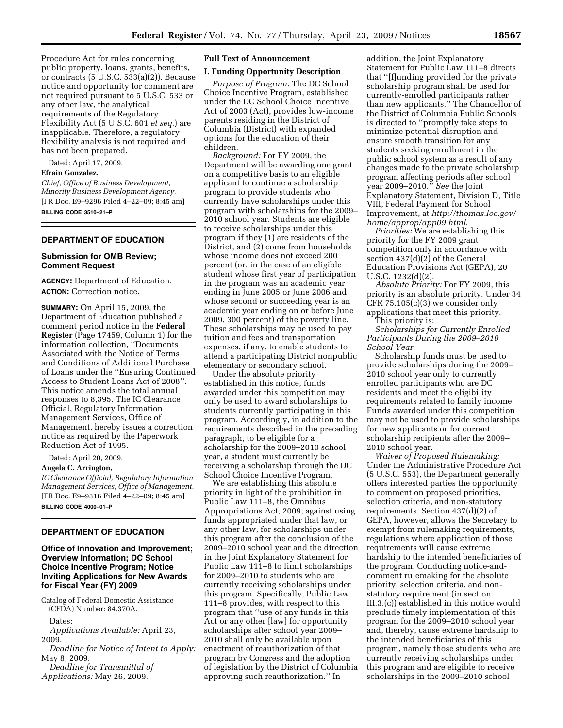Procedure Act for rules concerning public property, loans, grants, benefits, or contracts (5 U.S.C. 533(a)(2)). Because notice and opportunity for comment are not required pursuant to 5 U.S.C. 533 or any other law, the analytical requirements of the Regulatory Flexibility Act (5 U.S.C. 601 *et seq.*) are inapplicable. Therefore, a regulatory flexibility analysis is not required and has not been prepared.

Dated: April 17, 2009.

**Efrain Gonzalez,**

*Chief, Office of Business Development, Minority Business Development Agency.*

[FR Doc. E9–9296 Filed 4–22–09; 8:45 am]

**BILLING CODE 3510–21–P**

## DEPARTMENT OF EDUCATION

### Submission for OMB Review; Comment Request

**AGENCY:** Department of Education.

**ACTION:** Correction notice.

**SUMMARY:** On April 15, 2009, the Department of Education published a comment period notice in the **Federal Register** (Page 17459, Column 1) for the information collection, "Documents Associated with the Notice of Terms and Conditions of Additional Purchase of Loans under the "Ensuring Continued Access to Student Loans Act of 2008". This notice amends the total annual responses to 8,395. The IC Clearance Official, Regulatory Information Management Services, Office of Management, hereby issues a correction notice as required by the Paperwork Reduction Act of 1995.

Dated: April 20, 2009.

**Angela C. Arrington,**

*IC Clearance Official, Regulatory Information Management Services, Office of Management.*

[FR Doc. E9–9316 Filed 4–22–09; 8:45 am]

**BILLING CODE 4000–01–P**

## DEPARTMENT OF EDUCATION

### Office of Innovation and Improvement; Overview Information; DC School Choice Incentive Program; Notice Inviting Applications for New Awards for Fiscal Year (FY) 2009

Catalog of Federal Domestic Assistance (CFDA) Number: 84.370A.

Dates:

*Applications Available:* April 23, 2009.

*Deadline for Notice of Intent to Apply:* May 8, 2009.

*Deadline for Transmittal of Applications:* May 26, 2009.

**Full Text of Announcement**

**I. Funding Opportunity Description**

*Purpose of Program:* The DC School Choice Incentive Program, established under the DC School Choice Incentive Act of 2003 (Act), provides low-income parents residing in the District of Columbia (District) with expanded options for the education of their children.

*Background:* For FY 2009, the Department will be awarding one grant on a competitive basis to an eligible applicant to continue a scholarship program to provide students who currently have scholarships under this program with scholarships for the 2009–2010 school year. Students are eligible to receive scholarships under this program if they (1) are residents of the District, and (2) come from households whose income does not exceed 200 percent (or, in the case of an eligible student whose first year of participation in the program was an academic year ending in June 2005 or June 2006 and whose second or succeeding year is an academic year ending on or before June 2009, 300 percent) of the poverty line. These scholarships may be used to pay tuition and fees and transportation expenses, if any, to enable students to attend a participating District nonpublic elementary or secondary school.

Under the absolute priority established in this notice, funds awarded under this competition may only be used to award scholarships to students currently participating in this program. Accordingly, in addition to the requirements described in the preceding paragraph, to be eligible for a scholarship for the 2009–2010 school year, a student must currently be receiving a scholarship through the DC School Choice Incentive Program.

We are establishing this absolute priority in light of the prohibition in Public Law 111–8, the Omnibus Appropriations Act, 2009, against using funds appropriated under that law, or any other law, for scholarships under this program after the conclusion of the 2009–2010 school year and the direction in the Joint Explanatory Statement for Public Law 111–8 to limit scholarships for 2009–2010 to students who are currently receiving scholarships under this program. Specifically, Public Law 111–8 provides, with respect to this program that "use of any funds in this Act or any other [law] for opportunity scholarships after school year 2009–2010 shall only be available upon enactment of reauthorization of that program by Congress and the adoption of legislation by the District of Columbia approving such reauthorization." In addition, the Joint Explanatory Statement for Public Law 111–8 directs that "[f]unding provided for the private scholarship program shall be used for currently-enrolled participants rather than new applicants." The Chancellor of the District of Columbia Public Schools is directed to "promptly take steps to minimize potential disruption and ensure smooth transition for any students seeking enrollment in the public school system as a result of any changes made to the private scholarship program affecting periods after school year 2009–2010." *See* the Joint Explanatory Statement, Division D, Title VIII, Federal Payment for School Improvement, at *http://thomas.loc.gov/home/approp/app09.html.*

*Priorities:* We are establishing this priority for the FY 2009 grant competition only in accordance with section 437(d)(2) of the General Education Provisions Act (GEPA), 20 U.S.C. 1232(d)(2).

*Absolute Priority:* For FY 2009, this priority is an absolute priority. Under 34 CFR 75.105(c)(3) we consider only applications that meet this priority.

This priority is:

*Scholarships for Currently Enrolled Participants During the 2009–2010 School Year.*

Scholarship funds must be used to provide scholarships during the 2009–2010 school year only to currently enrolled participants who are DC residents and meet the eligibility requirements related to family income. Funds awarded under this competition may not be used to provide scholarships for new applicants or for current scholarship recipients after the 2009–2010 school year.

*Waiver of Proposed Rulemaking:* Under the Administrative Procedure Act (5 U.S.C. 553), the Department generally offers interested parties the opportunity to comment on proposed priorities, selection criteria, and non-statutory requirements. Section 437(d)(2) of GEPA, however, allows the Secretary to exempt from rulemaking requirements, regulations where application of those requirements will cause extreme hardship to the intended beneficiaries of the program. Conducting notice-and-comment rulemaking for the absolute priority, selection criteria, and non-statutory requirement (in section III.3.(c)) established in this notice would preclude timely implementation of this program for the 2009–2010 school year and, thereby, cause extreme hardship to the intended beneficiaries of this program, namely those students who are currently receiving scholarships under this program and are eligible to receive scholarships in the 2009–2010 school